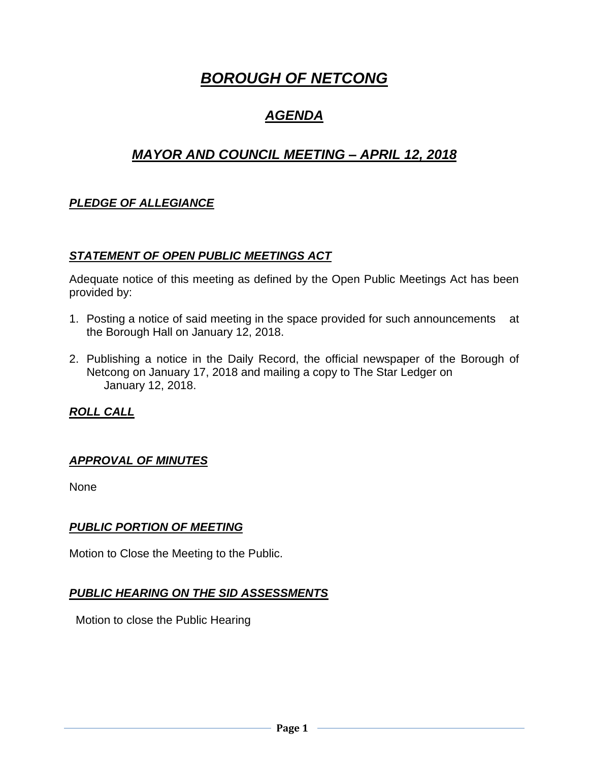# ***BOROUGH OF NETCONG***

## ***AGENDA***

## ***MAYOR AND COUNCIL MEETING – APRIL 12, 2018***

### ***PLEDGE OF ALLEGIANCE***

### ***STATEMENT OF OPEN PUBLIC MEETINGS ACT***

Adequate notice of this meeting as defined by the Open Public Meetings Act has been provided by:

1. Posting a notice of said meeting in the space provided for such announcements at the Borough Hall on January 12, 2018.

2. Publishing a notice in the Daily Record, the official newspaper of the Borough of Netcong on January 17, 2018 and mailing a copy to The Star Ledger on January 12, 2018.

### ***ROLL CALL***

### ***APPROVAL OF MINUTES***

None

### ***PUBLIC PORTION OF MEETING***

Motion to Close the Meeting to the Public.

### ***PUBLIC HEARING ON THE SID ASSESSMENTS***

Motion to close the Public Hearing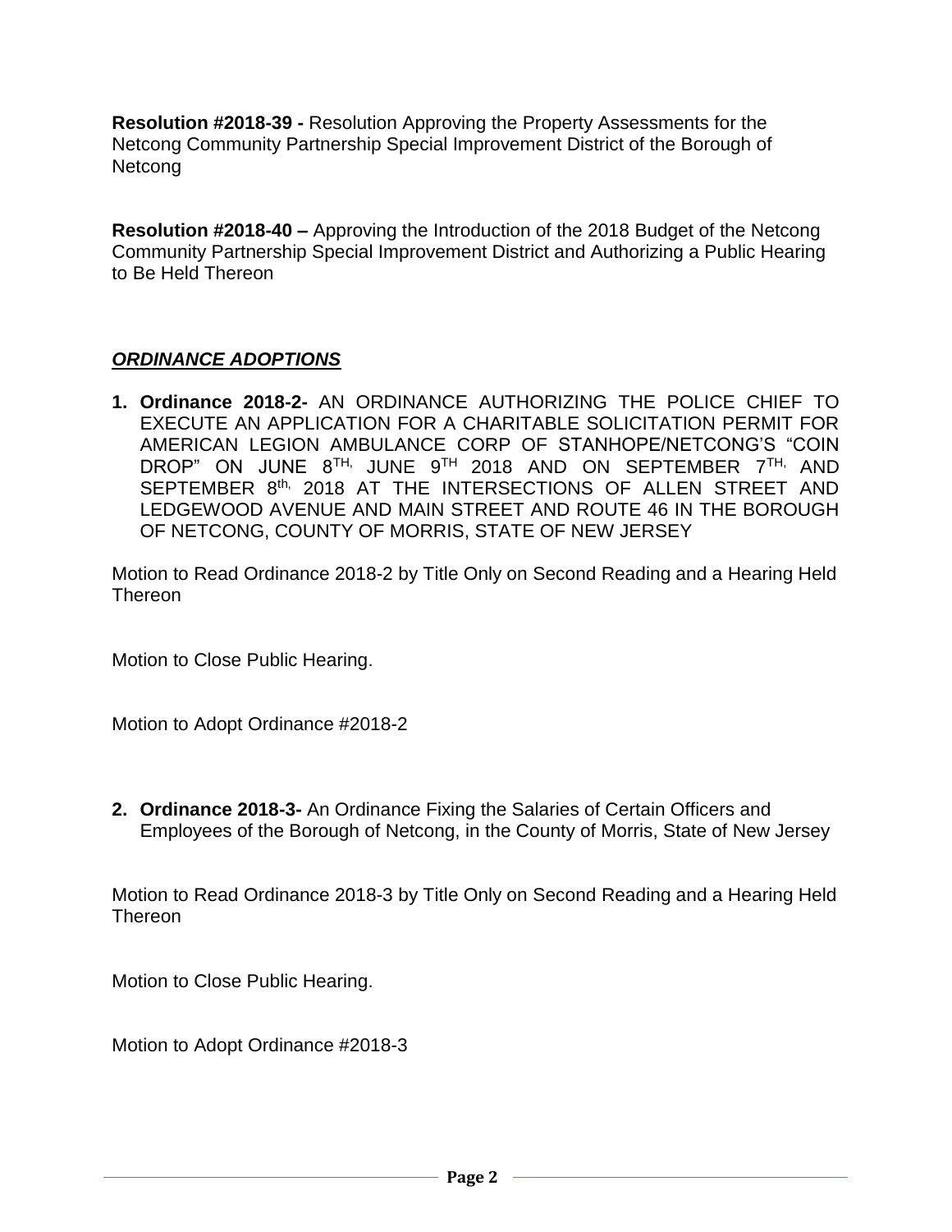**Resolution #2018-39 -** Resolution Approving the Property Assessments for the Netcong Community Partnership Special Improvement District of the Borough of Netcong

**Resolution #2018-40 –** Approving the Introduction of the 2018 Budget of the Netcong Community Partnership Special Improvement District and Authorizing a Public Hearing to Be Held Thereon

***ORDINANCE ADOPTIONS***

1. **Ordinance 2018-2-** AN ORDINANCE AUTHORIZING THE POLICE CHIEF TO EXECUTE AN APPLICATION FOR A CHARITABLE SOLICITATION PERMIT FOR AMERICAN LEGION AMBULANCE CORP OF STANHOPE/NETCONG'S "COIN DROP" ON JUNE 8TH, JUNE 9TH 2018 AND ON SEPTEMBER 7TH, AND SEPTEMBER 8th, 2018 AT THE INTERSECTIONS OF ALLEN STREET AND LEDGEWOOD AVENUE AND MAIN STREET AND ROUTE 46 IN THE BOROUGH OF NETCONG, COUNTY OF MORRIS, STATE OF NEW JERSEY

Motion to Read Ordinance 2018-2 by Title Only on Second Reading and a Hearing Held Thereon

Motion to Close Public Hearing.

Motion to Adopt Ordinance #2018-2

2. **Ordinance 2018-3-** An Ordinance Fixing the Salaries of Certain Officers and Employees of the Borough of Netcong, in the County of Morris, State of New Jersey

Motion to Read Ordinance 2018-3 by Title Only on Second Reading and a Hearing Held Thereon

Motion to Close Public Hearing.

Motion to Adopt Ordinance #2018-3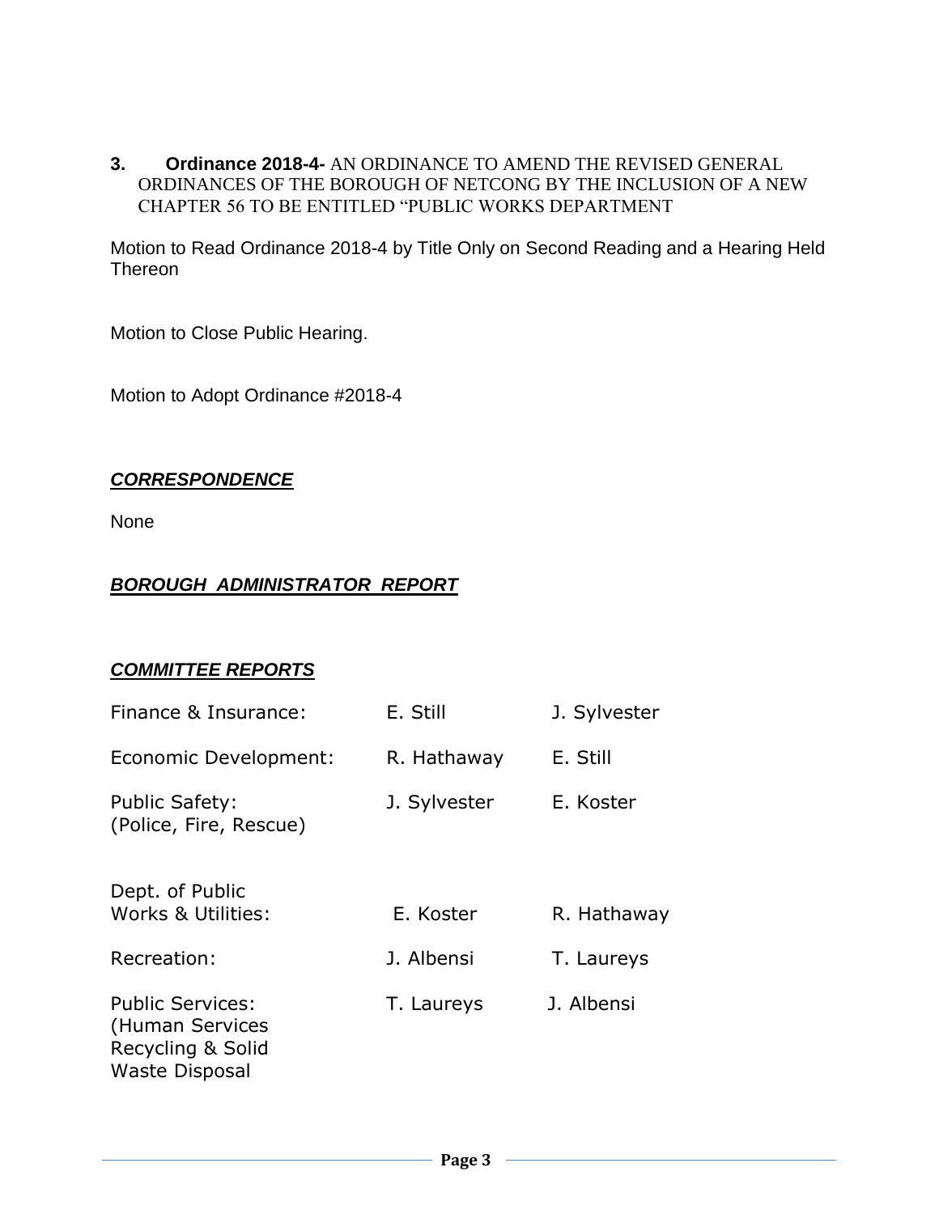**3. Ordinance 2018-4-** AN ORDINANCE TO AMEND THE REVISED GENERAL ORDINANCES OF THE BOROUGH OF NETCONG BY THE INCLUSION OF A NEW CHAPTER 56 TO BE ENTITLED "PUBLIC WORKS DEPARTMENT

Motion to Read Ordinance 2018-4 by Title Only on Second Reading and a Hearing Held Thereon

Motion to Close Public Hearing.

Motion to Adopt Ordinance #2018-4

## ***CORRESPONDENCE***

None

## ***BOROUGH ADMINISTRATOR REPORT***

## ***COMMITTEE REPORTS***

| | | |
|---|---|---|
| Finance & Insurance: | E. Still | J. Sylvester |
| Economic Development: | R. Hathaway | E. Still |
| Public Safety: (Police, Fire, Rescue) | J. Sylvester | E. Koster |
| Dept. of Public Works & Utilities: | E. Koster | R. Hathaway |
| Recreation: | J. Albensi | T. Laureys |
| Public Services: (Human Services Recycling & Solid Waste Disposal | T. Laureys | J. Albensi |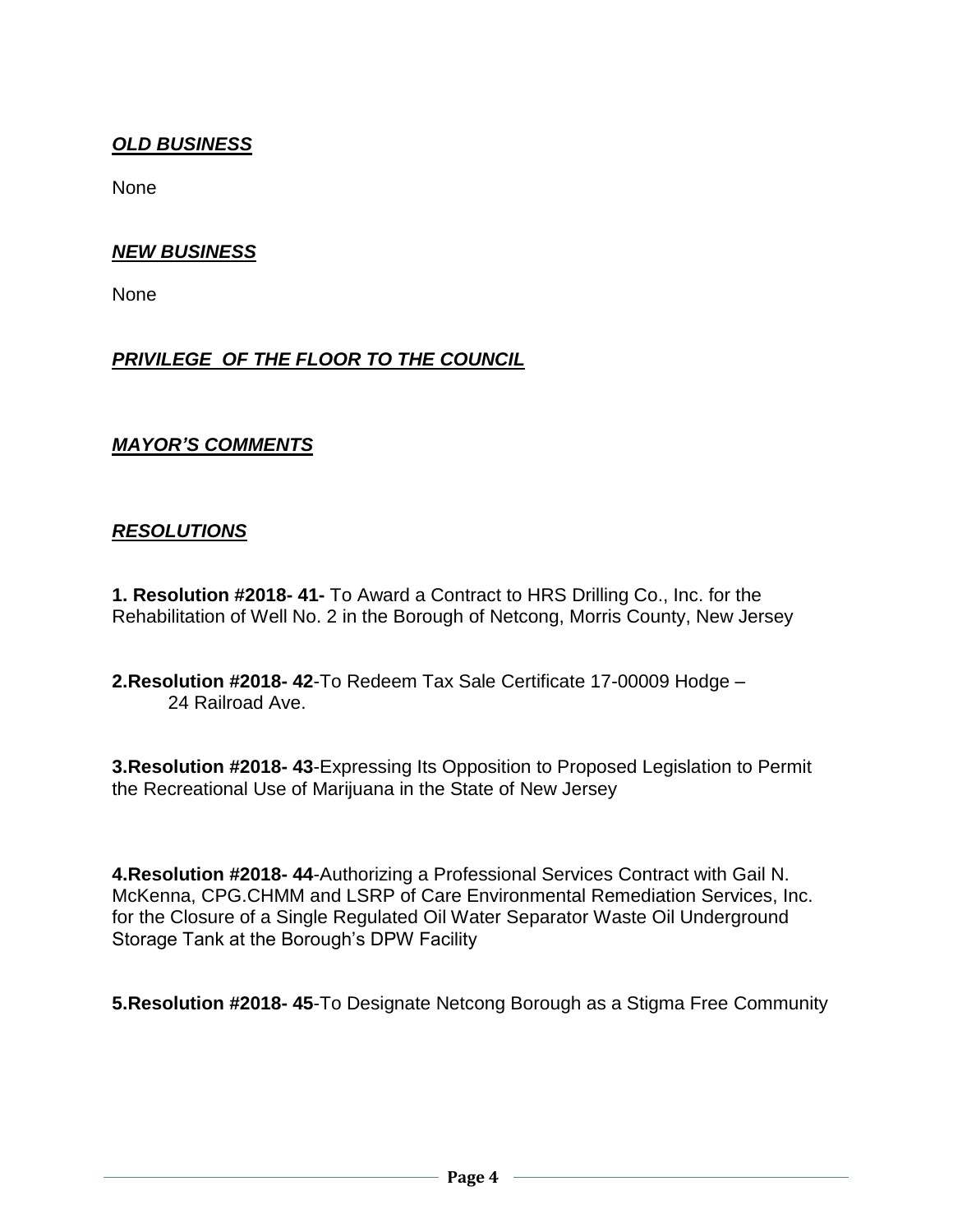## ***OLD BUSINESS***

None

## ***NEW BUSINESS***

None

## ***PRIVILEGE OF THE FLOOR TO THE COUNCIL***

## ***MAYOR'S COMMENTS***

## ***RESOLUTIONS***

**1. Resolution #2018- 41-** To Award a Contract to HRS Drilling Co., Inc. for the Rehabilitation of Well No. 2 in the Borough of Netcong, Morris County, New Jersey

**2.Resolution #2018- 42**-To Redeem Tax Sale Certificate 17-00009 Hodge – 24 Railroad Ave.

**3.Resolution #2018- 43**-Expressing Its Opposition to Proposed Legislation to Permit the Recreational Use of Marijuana in the State of New Jersey

**4.Resolution #2018- 44**-Authorizing a Professional Services Contract with Gail N. McKenna, CPG.CHMM and LSRP of Care Environmental Remediation Services, Inc. for the Closure of a Single Regulated Oil Water Separator Waste Oil Underground Storage Tank at the Borough's DPW Facility

**5.Resolution #2018- 45**-To Designate Netcong Borough as a Stigma Free Community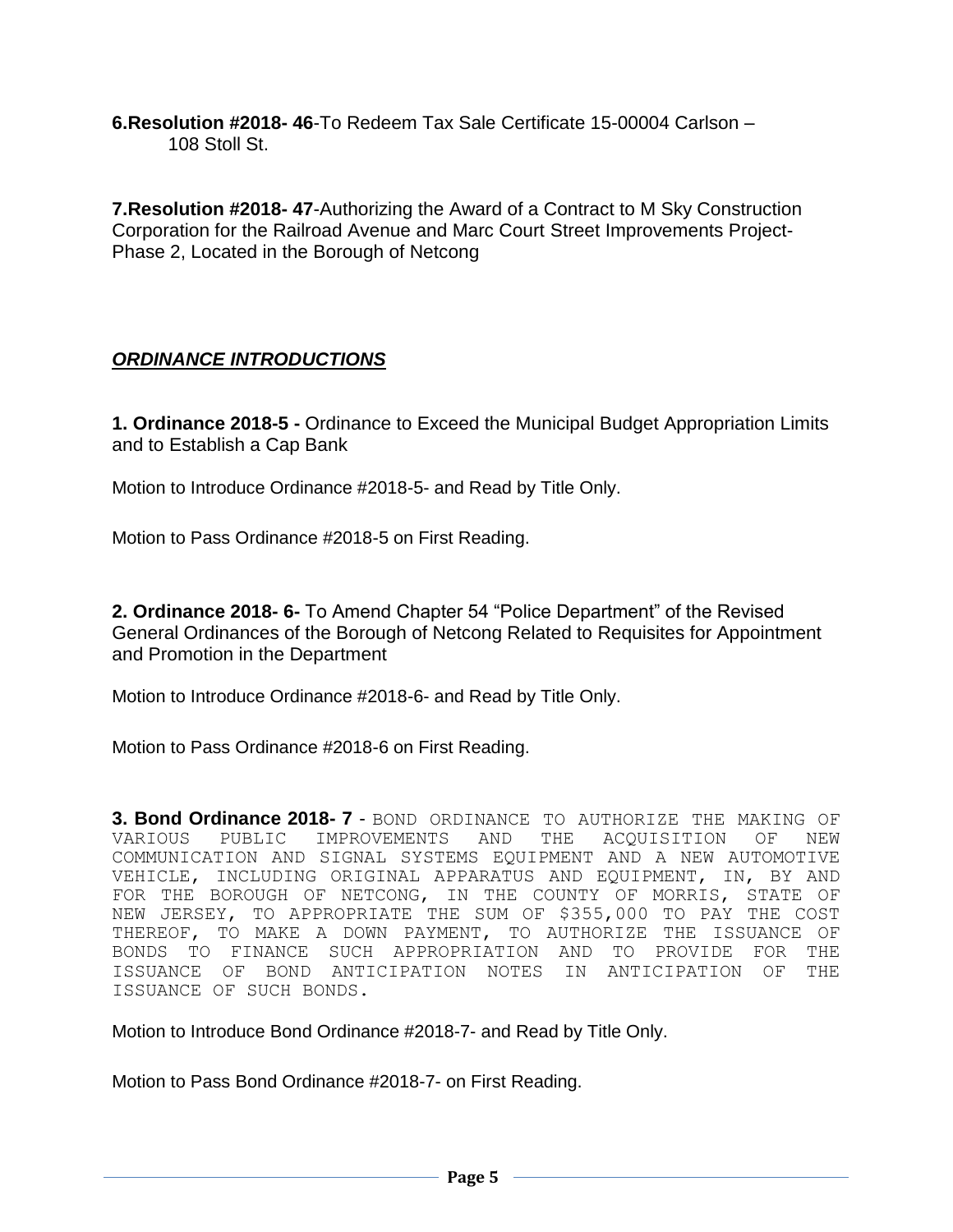**6.Resolution #2018- 46**-To Redeem Tax Sale Certificate 15-00004 Carlson – 108 Stoll St.

**7.Resolution #2018- 47**-Authorizing the Award of a Contract to M Sky Construction Corporation for the Railroad Avenue and Marc Court Street Improvements Project-Phase 2, Located in the Borough of Netcong

## ***ORDINANCE INTRODUCTIONS***

**1. Ordinance 2018-5 -** Ordinance to Exceed the Municipal Budget Appropriation Limits and to Establish a Cap Bank

Motion to Introduce Ordinance #2018-5- and Read by Title Only.

Motion to Pass Ordinance #2018-5 on First Reading.

**2. Ordinance 2018- 6-** To Amend Chapter 54 "Police Department" of the Revised General Ordinances of the Borough of Netcong Related to Requisites for Appointment and Promotion in the Department

Motion to Introduce Ordinance #2018-6- and Read by Title Only.

Motion to Pass Ordinance #2018-6 on First Reading.

**3. Bond Ordinance 2018- 7** - BOND ORDINANCE TO AUTHORIZE THE MAKING OF VARIOUS PUBLIC IMPROVEMENTS AND THE ACQUISITION OF NEW COMMUNICATION AND SIGNAL SYSTEMS EQUIPMENT AND A NEW AUTOMOTIVE VEHICLE, INCLUDING ORIGINAL APPARATUS AND EQUIPMENT, IN, BY AND FOR THE BOROUGH OF NETCONG, IN THE COUNTY OF MORRIS, STATE OF NEW JERSEY, TO APPROPRIATE THE SUM OF $355,000 TO PAY THE COST THEREOF, TO MAKE A DOWN PAYMENT, TO AUTHORIZE THE ISSUANCE OF BONDS TO FINANCE SUCH APPROPRIATION AND TO PROVIDE FOR THE ISSUANCE OF BOND ANTICIPATION NOTES IN ANTICIPATION OF THE ISSUANCE OF SUCH BONDS.

Motion to Introduce Bond Ordinance #2018-7- and Read by Title Only.

Motion to Pass Bond Ordinance #2018-7- on First Reading.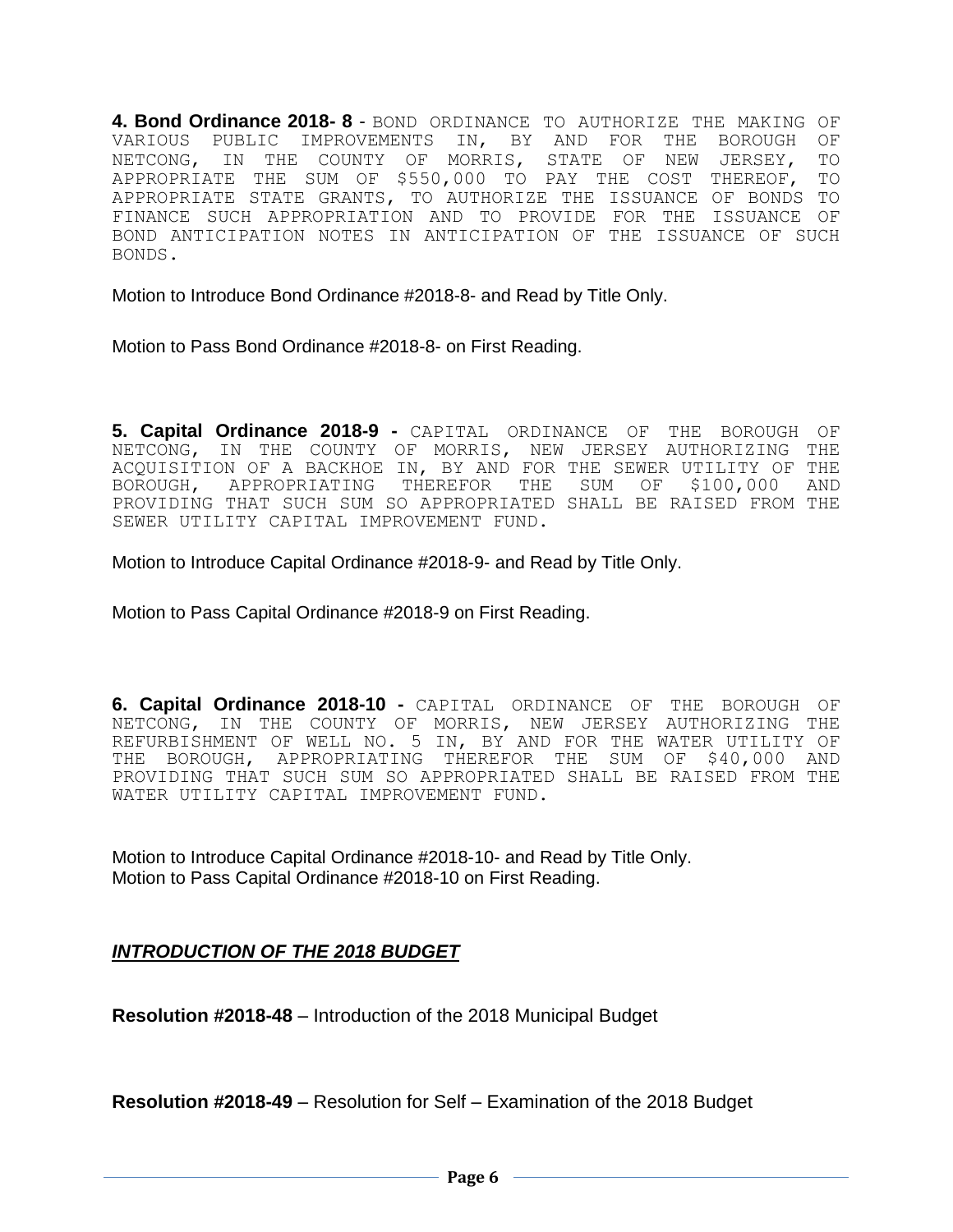**4. Bond Ordinance 2018- 8** - BOND ORDINANCE TO AUTHORIZE THE MAKING OF VARIOUS PUBLIC IMPROVEMENTS IN, BY AND FOR THE BOROUGH OF NETCONG, IN THE COUNTY OF MORRIS, STATE OF NEW JERSEY, TO APPROPRIATE THE SUM OF $550,000 TO PAY THE COST THEREOF, TO APPROPRIATE STATE GRANTS, TO AUTHORIZE THE ISSUANCE OF BONDS TO FINANCE SUCH APPROPRIATION AND TO PROVIDE FOR THE ISSUANCE OF BOND ANTICIPATION NOTES IN ANTICIPATION OF THE ISSUANCE OF SUCH BONDS.

Motion to Introduce Bond Ordinance #2018-8- and Read by Title Only.

Motion to Pass Bond Ordinance #2018-8- on First Reading.

**5. Capital Ordinance 2018-9 -** CAPITAL ORDINANCE OF THE BOROUGH OF NETCONG, IN THE COUNTY OF MORRIS, NEW JERSEY AUTHORIZING THE ACQUISITION OF A BACKHOE IN, BY AND FOR THE SEWER UTILITY OF THE BOROUGH, APPROPRIATING THEREFOR THE SUM OF $100,000 AND PROVIDING THAT SUCH SUM SO APPROPRIATED SHALL BE RAISED FROM THE SEWER UTILITY CAPITAL IMPROVEMENT FUND.

Motion to Introduce Capital Ordinance #2018-9- and Read by Title Only.

Motion to Pass Capital Ordinance #2018-9 on First Reading.

**6. Capital Ordinance 2018-10 -** CAPITAL ORDINANCE OF THE BOROUGH OF NETCONG, IN THE COUNTY OF MORRIS, NEW JERSEY AUTHORIZING THE REFURBISHMENT OF WELL NO. 5 IN, BY AND FOR THE WATER UTILITY OF THE BOROUGH, APPROPRIATING THEREFOR THE SUM OF $40,000 AND PROVIDING THAT SUCH SUM SO APPROPRIATED SHALL BE RAISED FROM THE WATER UTILITY CAPITAL IMPROVEMENT FUND.

Motion to Introduce Capital Ordinance #2018-10- and Read by Title Only.
Motion to Pass Capital Ordinance #2018-10 on First Reading.

***INTRODUCTION OF THE 2018 BUDGET***

**Resolution #2018-48** – Introduction of the 2018 Municipal Budget

**Resolution #2018-49** – Resolution for Self – Examination of the 2018 Budget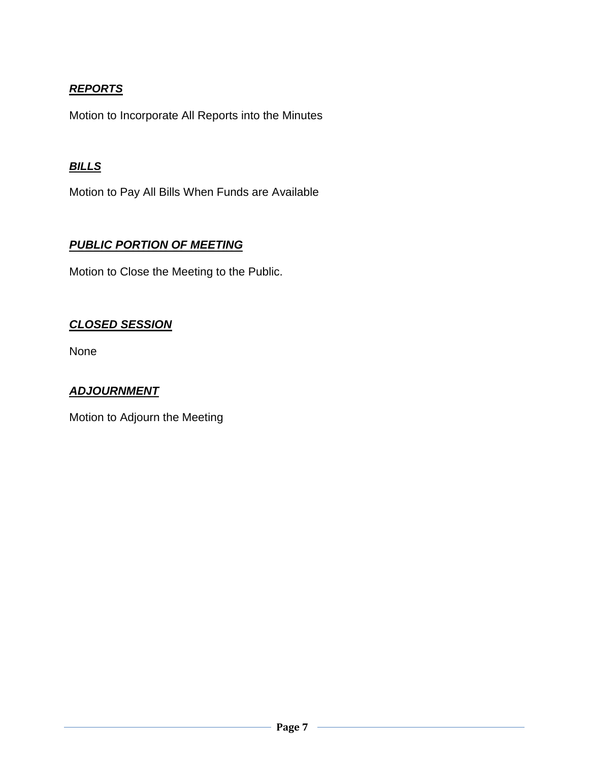***REPORTS***

Motion to Incorporate All Reports into the Minutes

***BILLS***

Motion to Pay All Bills When Funds are Available

***PUBLIC PORTION OF MEETING***

Motion to Close the Meeting to the Public.

***CLOSED SESSION***

None

***ADJOURNMENT***

Motion to Adjourn the Meeting